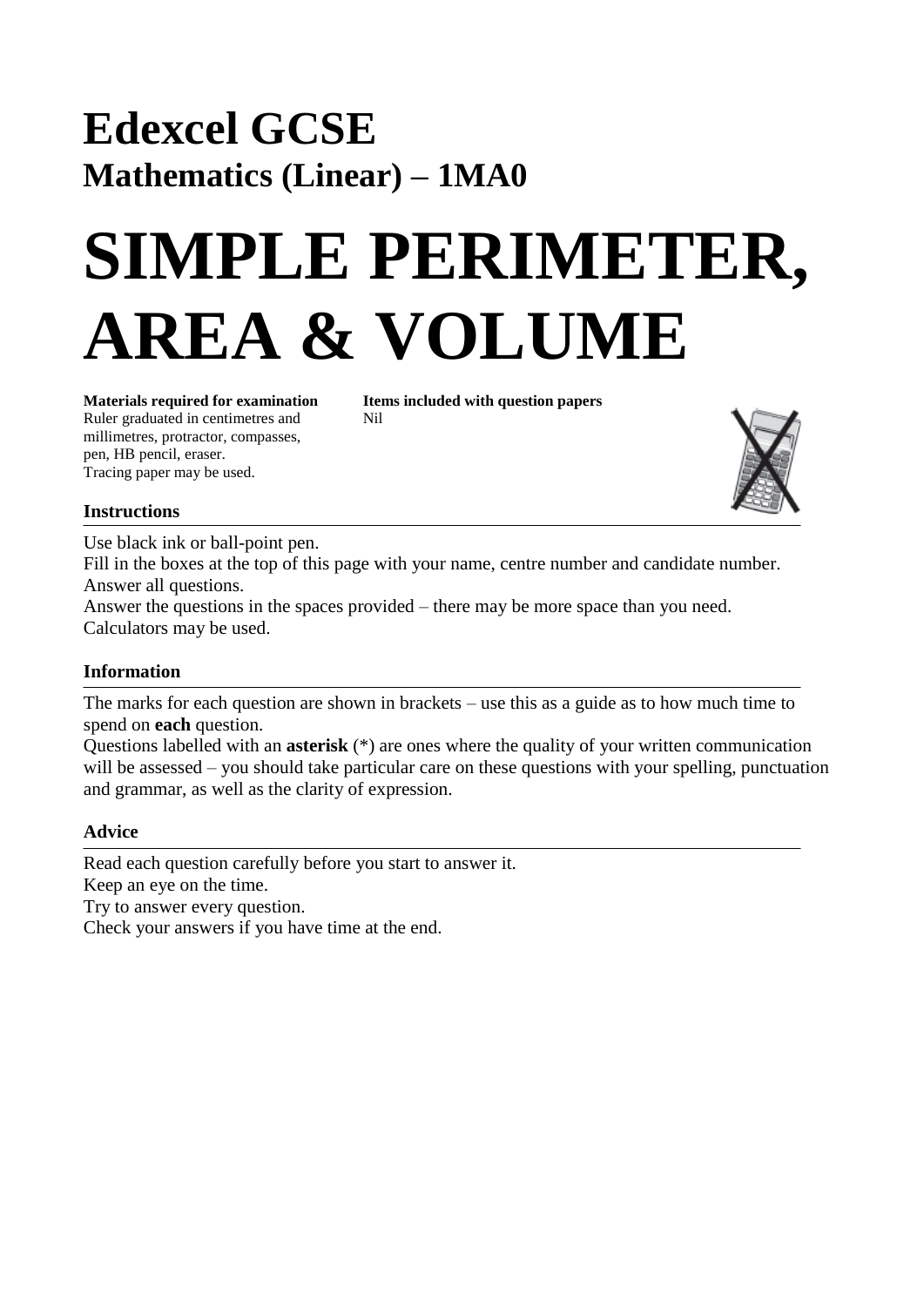# Edexcel GCSE

## Mathematics (Linear) – 1MA0

# SIMPLE PERIMETER, AREA & VOLUME

**Materials required for examination**
Ruler graduated in centimetres and millimetres, protractor, compasses, pen, HB pencil, eraser.
Tracing paper may be used.

**Items included with question papers**
Nil

### Instructions

Use black ink or ball-point pen.
Fill in the boxes at the top of this page with your name, centre number and candidate number.
Answer all questions.
Answer the questions in the spaces provided – there may be more space than you need.
Calculators may be used.

### Information

The marks for each question are shown in brackets – use this as a guide as to how much time to spend on **each** question.
Questions labelled with an **asterisk** (*) are ones where the quality of your written communication will be assessed – you should take particular care on these questions with your spelling, punctuation and grammar, as well as the clarity of expression.

### Advice

Read each question carefully before you start to answer it.
Keep an eye on the time.
Try to answer every question.
Check your answers if you have time at the end.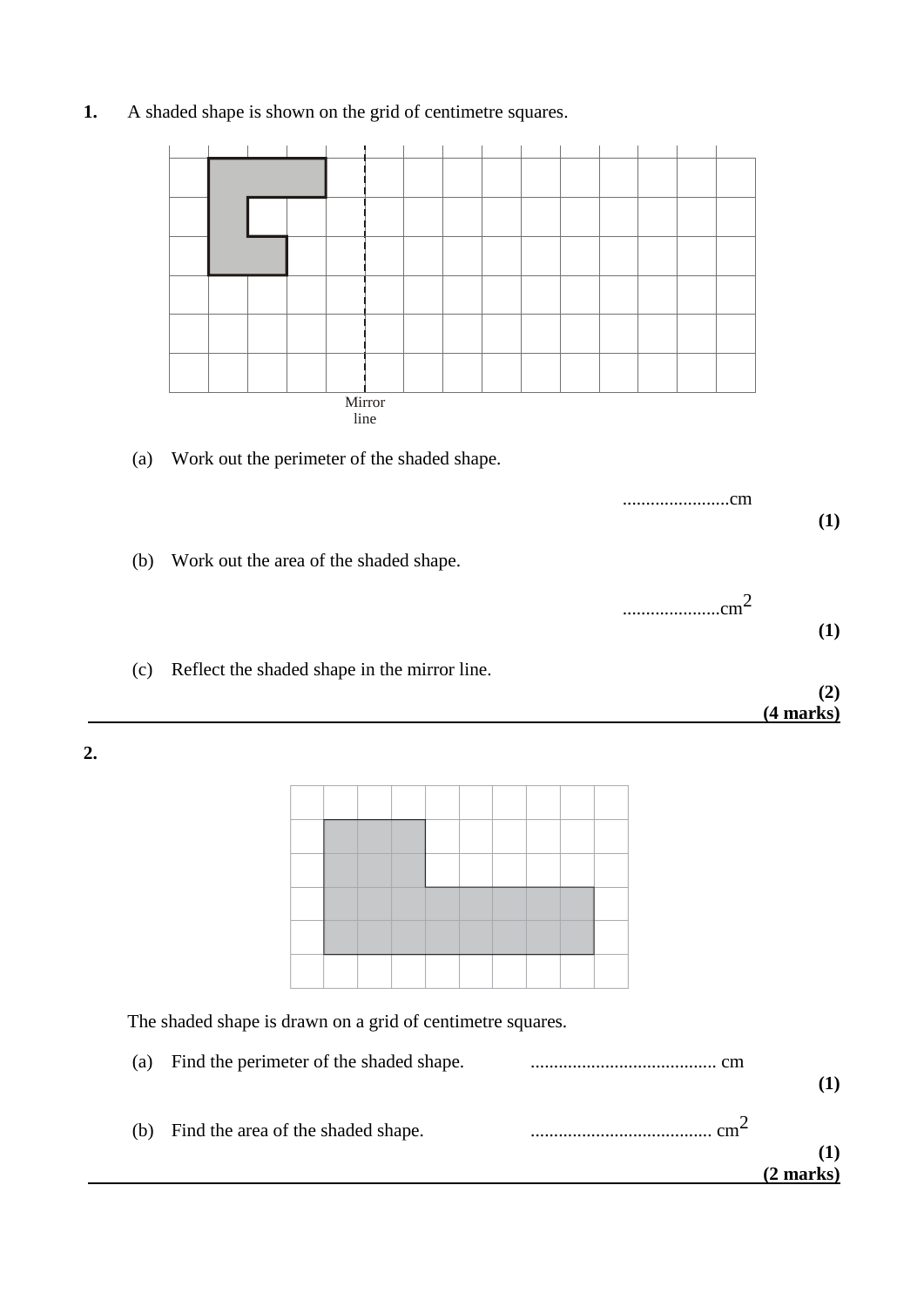**1.** A shaded shape is shown on the grid of centimetre squares.

Mirror line

(a) Work out the perimeter of the shaded shape.

.......................cm

**(1)**

(b) Work out the area of the shaded shape.

.....................$cm^2$

**(1)**

(c) Reflect the shaded shape in the mirror line.

**(2)**

**(4 marks)**

---

**2.**

The shaded shape is drawn on a grid of centimetre squares.

(a) Find the perimeter of the shaded shape. ........................................ cm

**(1)**

(b) Find the area of the shaded shape. ....................................... $cm^2$

**(1)**

**(2 marks)**

---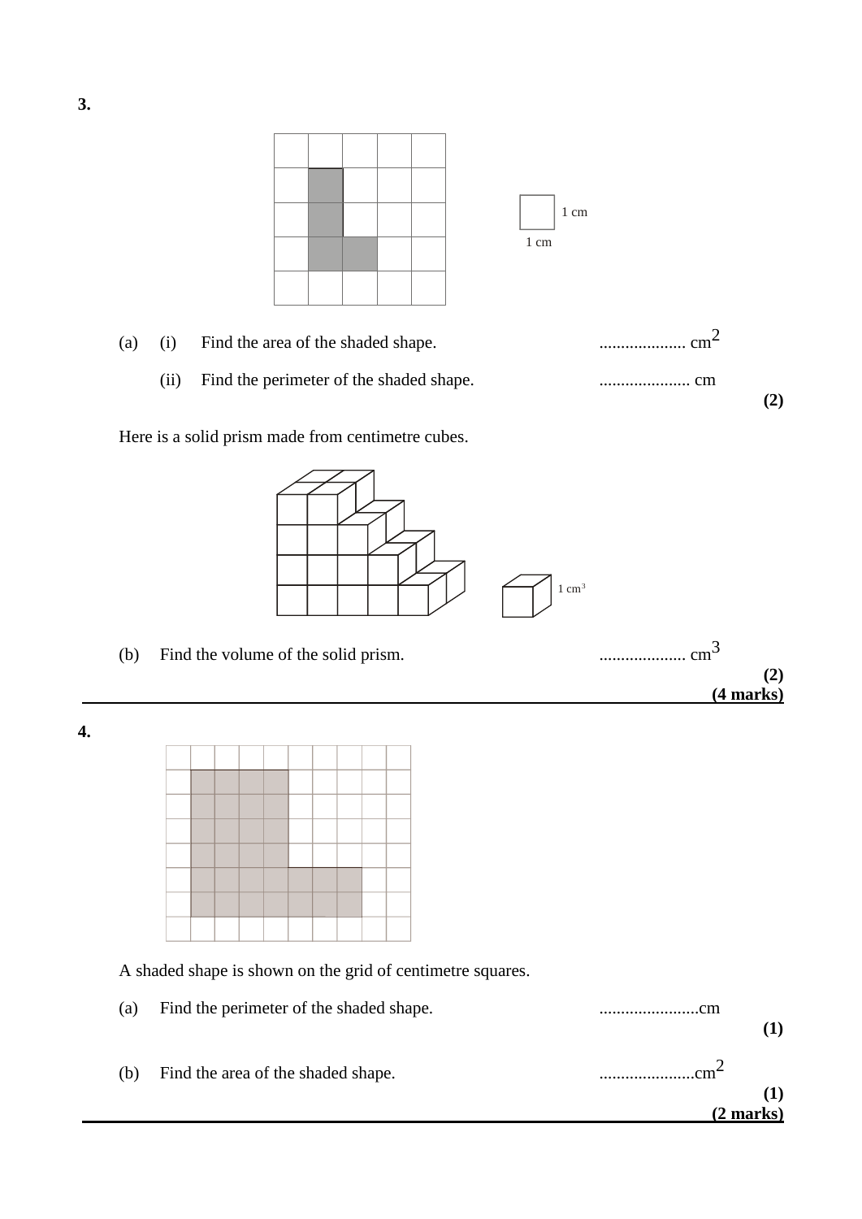**3.**

1 cm

1 cm

(a) (i) Find the area of the shaded shape. .................... $cm^2$

(ii) Find the perimeter of the shaded shape. ..................... cm

**(2)**

Here is a solid prism made from centimetre cubes.

$1\ cm^3$

(b) Find the volume of the solid prism. .................... $cm^3$

**(2)**

**(4 marks)**

---

**4.**

A shaded shape is shown on the grid of centimetre squares.

(a) Find the perimeter of the shaded shape. .......................cm

**(1)**

(b) Find the area of the shaded shape. ......................$cm^2$

**(1)**

**(2 marks)**

---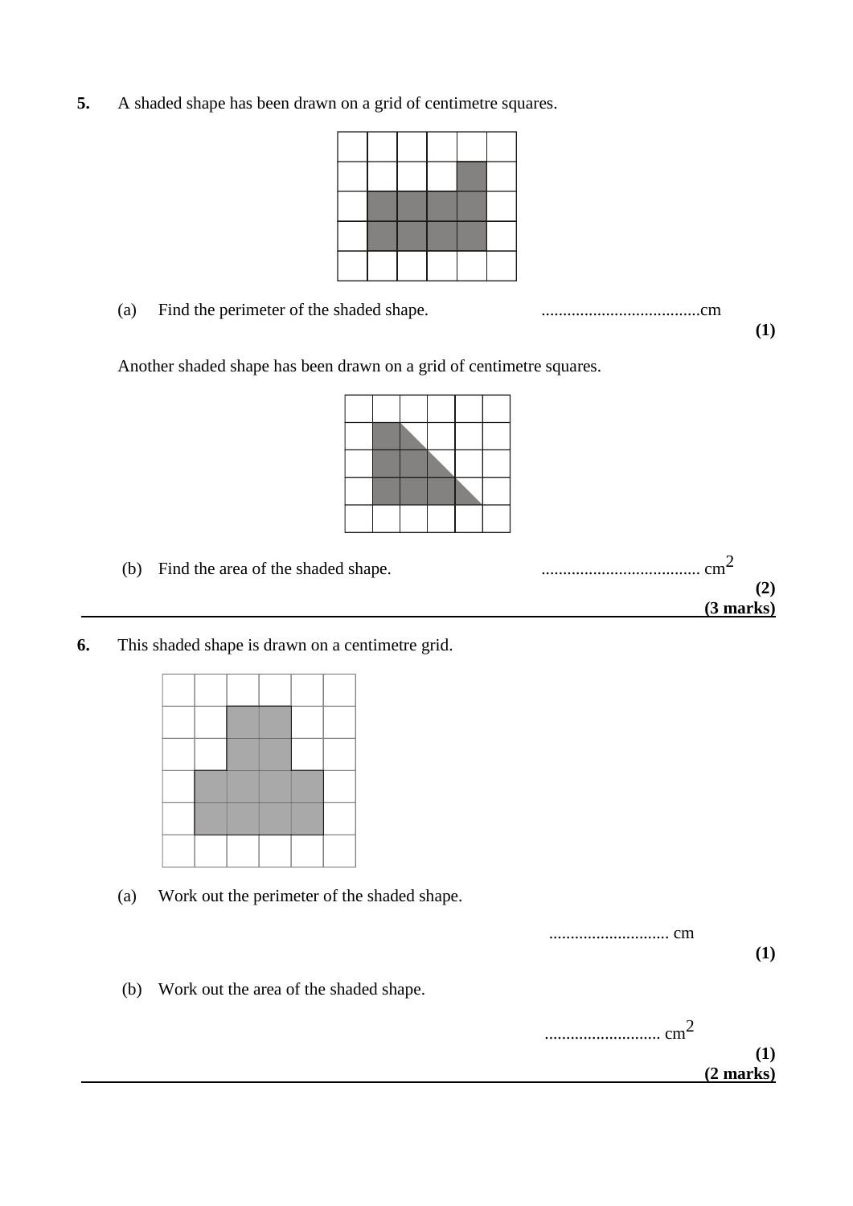**5.** A shaded shape has been drawn on a grid of centimetre squares.

(a) Find the perimeter of the shaded shape. .....................................cm

**(1)**

Another shaded shape has been drawn on a grid of centimetre squares.

(b) Find the area of the shaded shape. ..................................... $cm^2$

**(2)**

**(3 marks)**

---

**6.** This shaded shape is drawn on a centimetre grid.

(a) Work out the perimeter of the shaded shape.

............................ cm

**(1)**

(b) Work out the area of the shaded shape.

........................... $cm^2$

**(1)**

**(2 marks)**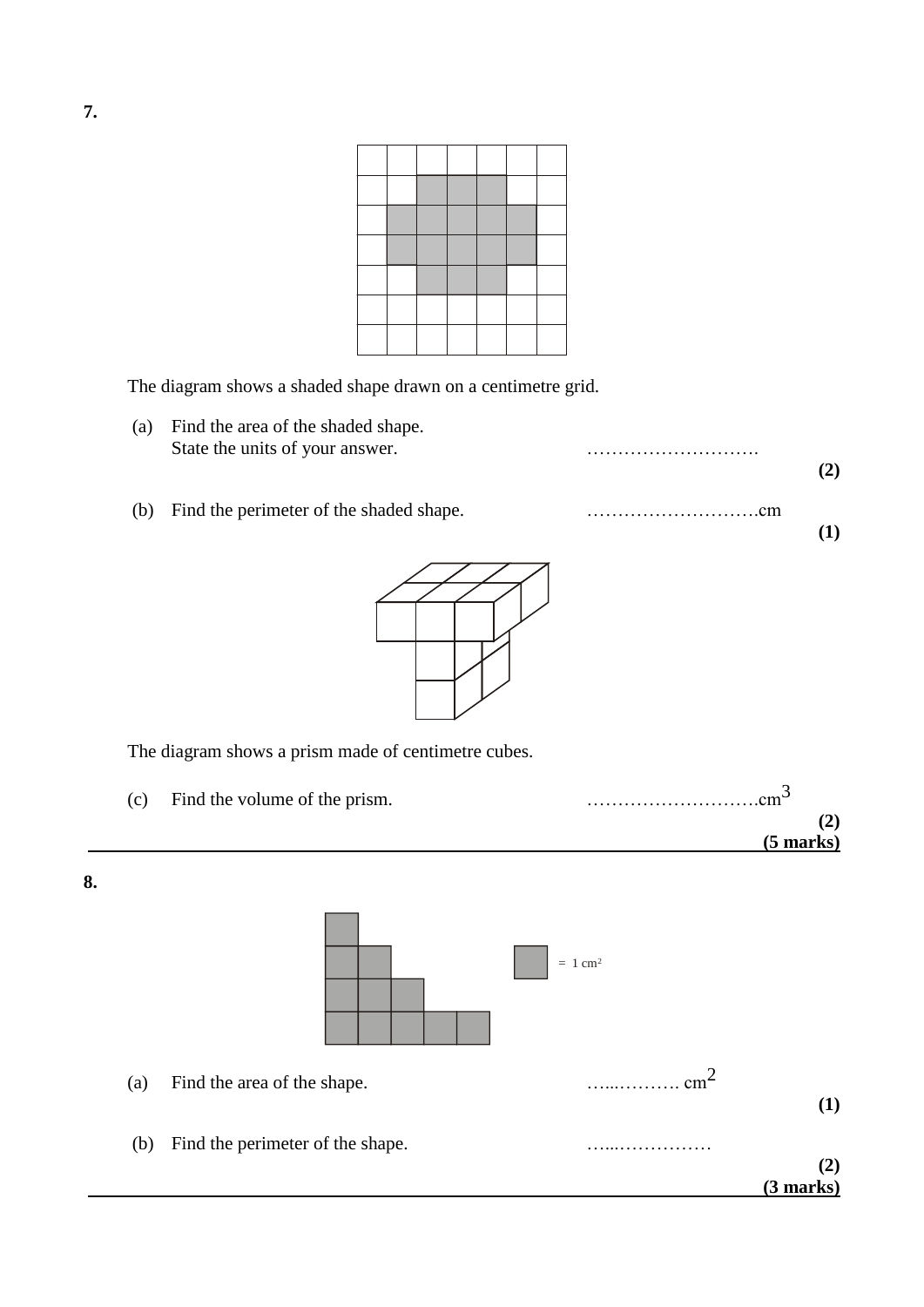**7.**

The diagram shows a shaded shape drawn on a centimetre grid.

(a) Find the area of the shaded shape.
State the units of your answer. ……………………….

**(2)**

(b) Find the perimeter of the shaded shape. ……………………….cm

**(1)**

The diagram shows a prism made of centimetre cubes.

(c) Find the volume of the prism. ……………………….$cm^3$

**(2)**

**(5 marks)**

---

**8.**

= 1 $cm^2$

(a) Find the area of the shape. …...………. $cm^2$

**(1)**

(b) Find the perimeter of the shape. …...……………

**(2)**

**(3 marks)**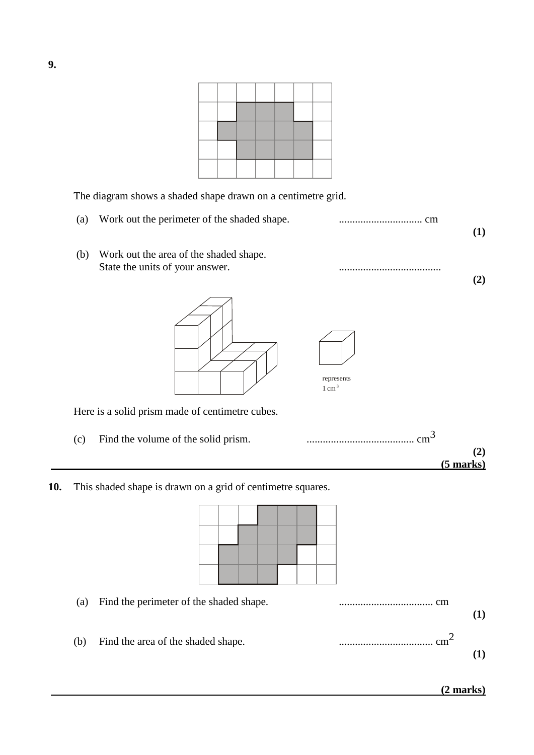**9.**

The diagram shows a shaded shape drawn on a centimetre grid.

(a) Work out the perimeter of the shaded shape. ............................... cm

**(1)**

(b) Work out the area of the shaded shape.
State the units of your answer. ......................................

**(2)**

represents $1\text{ cm}^3$

Here is a solid prism made of centimetre cubes.

(c) Find the volume of the solid prism. ........................................ $\text{cm}^3$

**(2)**

**(5 marks)**

---

**10.** This shaded shape is drawn on a grid of centimetre squares.

(a) Find the perimeter of the shaded shape. ................................... cm

**(1)**

(b) Find the area of the shaded shape. ................................... $\text{cm}^2$

**(1)**

**(2 marks)**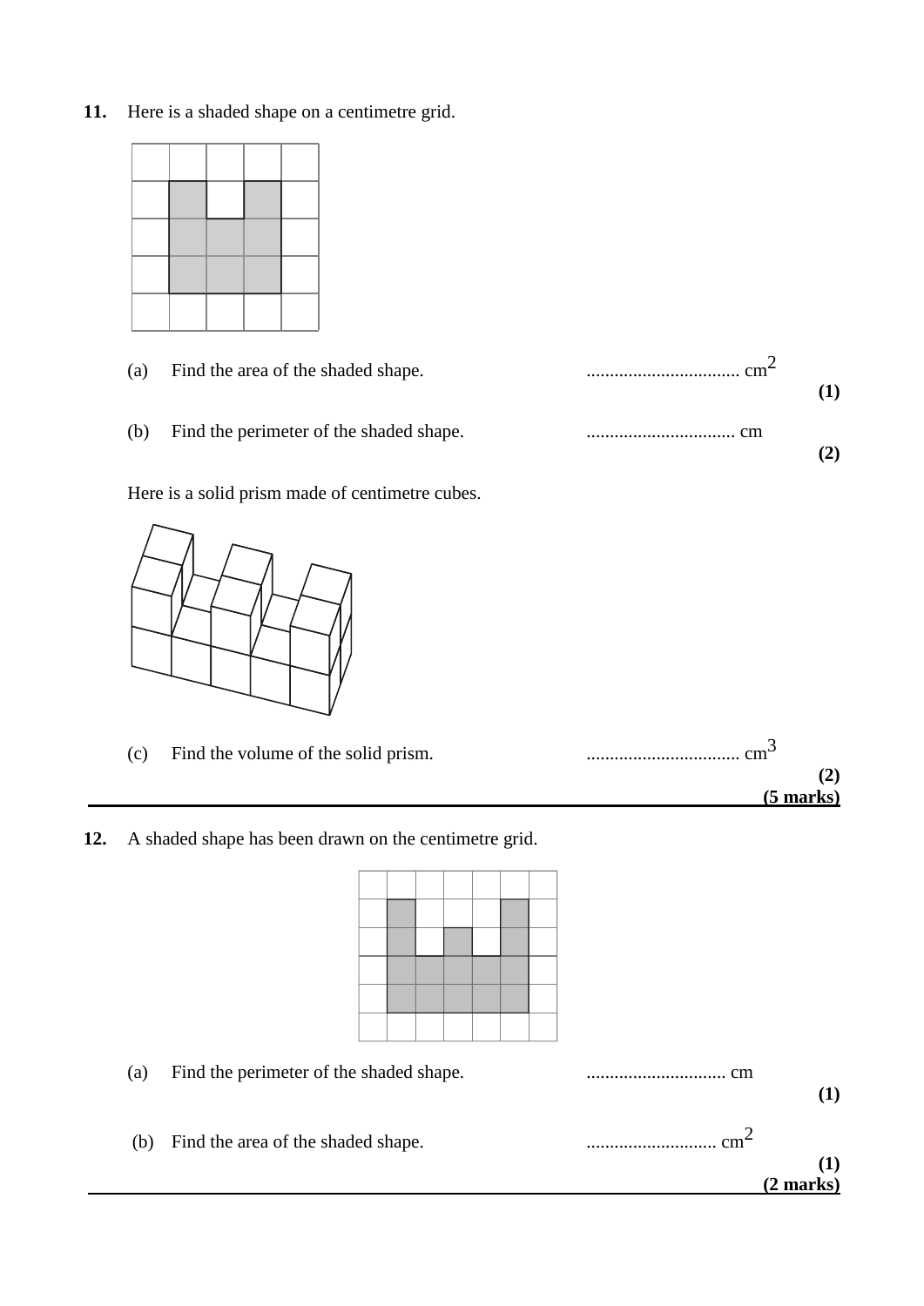**11.** Here is a shaded shape on a centimetre grid.

(a) Find the area of the shaded shape. ................................ $cm^2$

**(1)**

(b) Find the perimeter of the shaded shape. ................................ cm

**(2)**

Here is a solid prism made of centimetre cubes.

(c) Find the volume of the solid prism. ................................ $cm^3$

**(2)**

**(5 marks)**

---

**12.** A shaded shape has been drawn on the centimetre grid.

(a) Find the perimeter of the shaded shape. .............................. cm

**(1)**

(b) Find the area of the shaded shape. ............................ $cm^2$

**(1)**

**(2 marks)**

---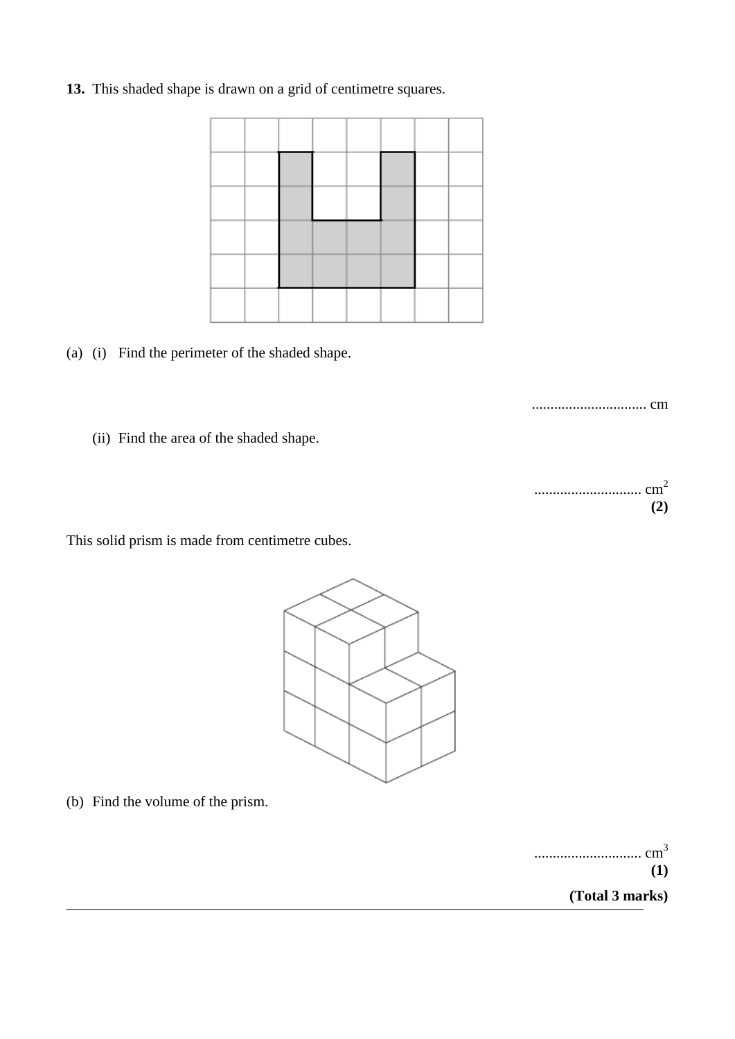**13.** This shaded shape is drawn on a grid of centimetre squares.

(a) (i) Find the perimeter of the shaded shape.

............................... cm

(ii) Find the area of the shaded shape.

............................. $cm^2$

**(2)**

This solid prism is made from centimetre cubes.

(b) Find the volume of the prism.

............................. $cm^3$

**(1)**

**(Total 3 marks)**